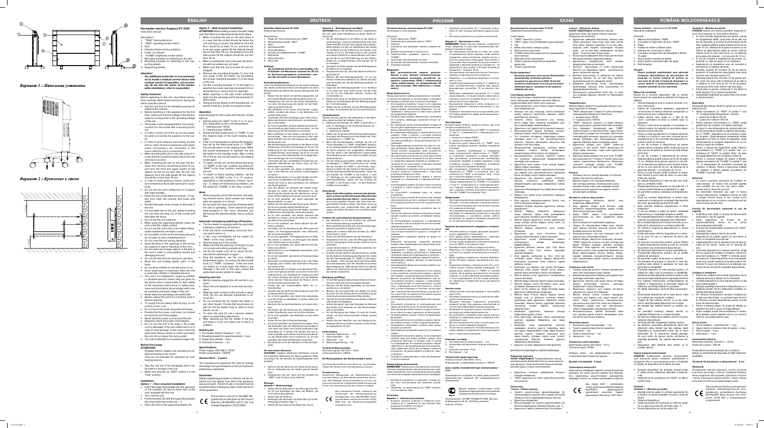# ENGLISH

## Fan heater-electric fireplace VT-2145

Instruction manual

Description

1. "TEMP" thermostat knob
2. "HEAT" operating modes switch
3. Grill
4. Fireplace flame burning imitation
5. Power on indicator
6. "FLAME" brightness modes switch
7. Mounting brackets for fastening on the wall
8. Mounting brackets for fastening of the supporting wheels
9. Supporting wheels

**Attention!**

**For additional protection it is recommended to install a residual current device with nominal current of operation, not exceeding 30 mA in the mains of the heater while installation, refer to a specialist.**

*Вариант 1 – Напольная установка*

*Вариант 2 – Крепление к стене*

### Safety measures

Before switching on the unit, read these instructions carefully. Keep these instructions during the whole operation period.

- Use the unit only for its intended purposes as stated in this manual.
- Before switching on the appliance for the first time, make sure that the voltage of the electric network corresponds to the operating voltage of the unit.
- The power cord is equipped with a "euro plug"; insert it into the socket with a secure ground.
- In order to avoid risk of fire, do not use adapters while connecting the appliance to the outlet.
- In order to avoid network overloading, provide that no other electrical appliances with higher power consumption are connected to the same outlet the unit is connected to.
- When mounting the unit on the wall, place it in a way that the socket would be below the unit and easy to access.
- When mounting the unit on the wall, the distance from the floor should be at least 15 cm, and from the front and upper panels till the objects should be not less than 50 cm.
- In order to avoid getting of burns, avoid contact of heated surfaces with open parts of your body.
- Do not use the unit in bathrooms or in places with high humidity.
- Place the unit at the distance at least 1.5 meters from the open flame sources and heat sources.
- Provide that water does not get on the body of the unit.
- If some water fell on the unit, before touching the unit take the plug out of the socket and then wipe the drops.
- Do not cover the unit during operation.
- When using the supporting wheels, place the unit on the flat, stable surface.
- Do not use the unit in the rooms where inflammable substances are kept or used.
- Do not install the unit near the sleeping places and do not place it near a sleeping person.
- Do not cover the unit during operation.
- Avoid blocking of the openings of the unit by any objects or interior elements of the room.
- Do not insert any foreign objects or the fingers into the grill in order to avoid getting injuries and damaging the unit.
- Do not turn the unit over during operation.
- Move the unit holding the plastic parts of the body.
- Do not allow children to use the unit as a toy.
- Close supervision is necessary when the unit is used near children or disabled persons.
- This unit is not intended for usage by children or disabled persons unless they are given by the person who is responsible for their safety all the necessary instructions on safety measures and information about danger that can be caused by improper usage of the unit.
- Never leave the operating unit unattended.
- Always unplug the unit if it is not being used or before cleaning.
- To unplug the unit always take its plug, do not pull the power cord.
- Do not touch the power plug with wet hands.
- Provide that the power cord does not contact hot surfaces and sharp edges.
- Never twist the power cord around the unit.
- Regularly check the power cord integrity.
- Do not use the unit if the plug or the power cord is damaged, if the unit malfunctions or in case of some damage. In this case contact the authorized service center to check and repair the unit. Do not repair the unit yourself.
- The unit is intended for household usage only.

### Before first usage

**ATTENTION!**

*Portable electric heaters are intended for additional heating of the rooms. They are not intended for operation as main heating devices.*

- Take the unit out of the packaging which can be used for storage of the unit.
- Make sure that the (2) "HEAT" switch is in the "stop" position.

### Installation

*Option 1 – Floor-mounted installation*

- Insert the supporting wheels into the openings of the brackets (8) and fix them with screw nuts, supplied with the unit.
- Turn over the unit.
- Fix the brackets (8) with the supporting wheels (9) using fastening screws (fig. 1).
- Place the unit on the supporting wheels (9).

*Option 2 – Wall-mounted installation*

**ATTENTION!** *Before drilling a hole in the wall, make sure that there is no electric wiring at this place.*

- When mounting the unit on the wall, place it in a way that the socket should be below the unit and easy to access, the distance from the floor should be at least 15 cm, and from the front and upper panels till the objects should be not less than 50 cm.
- When mounting the unit on the wall, the brackets with the wheels are not used.
- Make sure that the unit is turned off and unplugged.
- Remove the mounting brackets (7) from the rear panel of the heater, by unscrewing two screws, fixing the brackets (7) on the body of the unit.
- Put the mounting brackets (7) to the wall in a way that the lower openings are at least 25 cm above the floor; mark points for openings.
- Make openings in the wall, insert extension bolts into the openings and fix the brackets (7) with screws.
- Hang up the fan heater on the brackets (7) and fix it with two screws.

### Operation

Insert the plug into the socket, the indicator (5) will light up.

- Set the switch (2) "HEAT" to the "I" or "II" position, depending on the room temperature:
  I – heating power 750 W,
  II – heating power 1500 W.
- Rotate the thermostat knob (1) "TEMP" to set the required level of the room heating (low/high).
- If the room temperature is below the temperature set by the thermostat knob (1) "TEMP", the unit will switch to the heating mode. When the preset temperature is reached, the unit will switch to the standby mode. After cooling off of the air, the unit will switch to the heating mode again.
- To switch off the unit, set the thermostat knob (1) "TEMP" to the "low" position, the switch (2) "HEAT" to the "stop" position, and then unplug the unit.
- To switch on flame burning imitation, set the switch (6) "FLAME" to the "I" or "II" position, depending on the brightness of flame "burning". To switch off flame burning imitation, set the switch (6) "FLAME" to the "stop" position.

**Note:**

*When using the unit for the first time, the heating element burns, some smoke and foreign odor can appear, it is normal.*

*Do not open the doors and the windows when the unit is operating. There should be good heat-insulation in the room, otherwise you will not get the desired results, due to cold air flow.*

### Automatic emergency switching off function

- The fan heater is equipped with the automatic emergency switching off function.
- If the unit starts overheating, automatic thermal switch will be on.
- In this case immediately set the switch (2) "HEAT" to the "stop" position.
- Take the plug out of the socket.
- Make sure that the openings of the grill (3) are not blocked and nothing prevents air flow.
- Let the fan heater cool off for about 30 minutes before switching it on again.
- Plug the appliance, set the room heating temperature again, by turning the thermostat knob (1) "TEMP" clockwise. If the unit does not switch on, it may mean that there is any damage in the unit, in this case contact the authorized service center for repair.

### Cleaning and care

- Before cleaning unplug the unit and let it cool down.
- Clean the unit regularly to avoid dust accumulation.
- Wipe the outer surface of the unit with a damp cloth. Do not use abrasive substances to remove dirt.
- Do not immerse the fan heater into water or any other liquids. Provide that liquid does not get into the fan heater body in order to avoid electric shock.
- To clean the grill (3) use a vacuum cleaner with a corresponding attachment.
- After cleaning put the fan heater in the box and keep it in a dry cool place out of reach of children.

### Delivery set

1. Fan heater-electric fireplace – 1 pc.
2. Mounting brackets for supporting wheels – 2 pcs.
3. Supporting wheels – 4 pcs.
4. Instruction manual – 1 pc.

### Specifications

Power supply: 220-240 V ~ 50 Hz
Power consumption: 1500 W

### Service life is – 5 years

The manufacturer preserves the right to change the design and specifications of the unit without a preliminary notification.

### Guarantee

Details regarding guarantee conditions can be obtained from the dealer from whom the appliance was purchased. The bill of sale or receipt must be produced when making any claim under the terms of this guarantee.

This product conforms to the EMC-Requirements as laid down by the Council Directive 89/336/EEC and to the Low Voltage Regulation (73/23 EEC).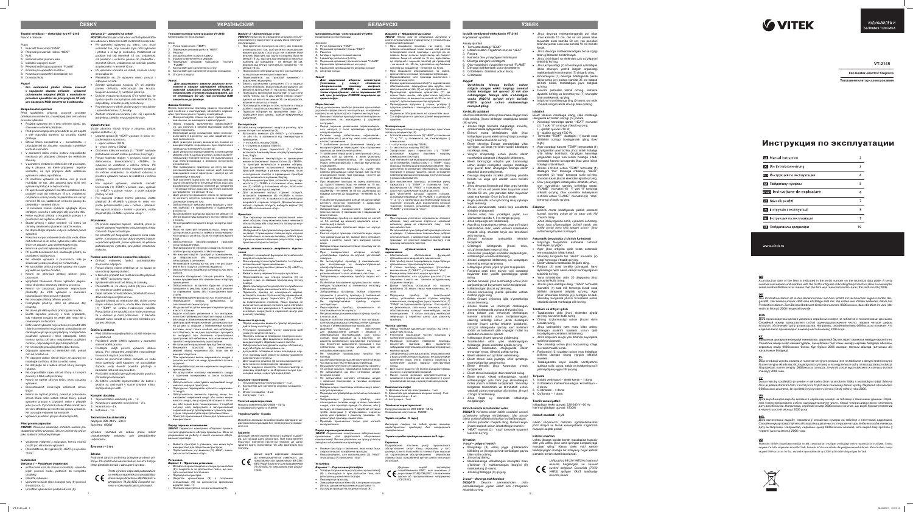## ČESKÝ

## УКРАЇНСЬКИЙ

## БЕЛАРУСКІ

## O'ZBEK

VITEK

АУДИО-ВИДЕО И БЫТОВАЯ ТЕХНИКА

VT-2145

Fan heater-electric fireplace

Тепловентилятор-электрокамин

# Инструкция по эксплуатации

| | | |
|---|---|---|
| GB | Manual instruction | 3 |
| DE | Die Betriebsanweisung | 3 |
| RU | Инструкция по эксплуатации | 4 |
| KZ | Пайдалану нұсқасы | 5 |
| ROMANA | Instrucțiune de exploatare | 6 |
| CZ | Návod k použití | 7 |
| UA | Інструкція з експлуатації | 8 |
| BY | Інструкцыя па эксплуатацыі | 9 |
| UZ | Foydalanish qoidalari | 10 |

www.vitek.ru